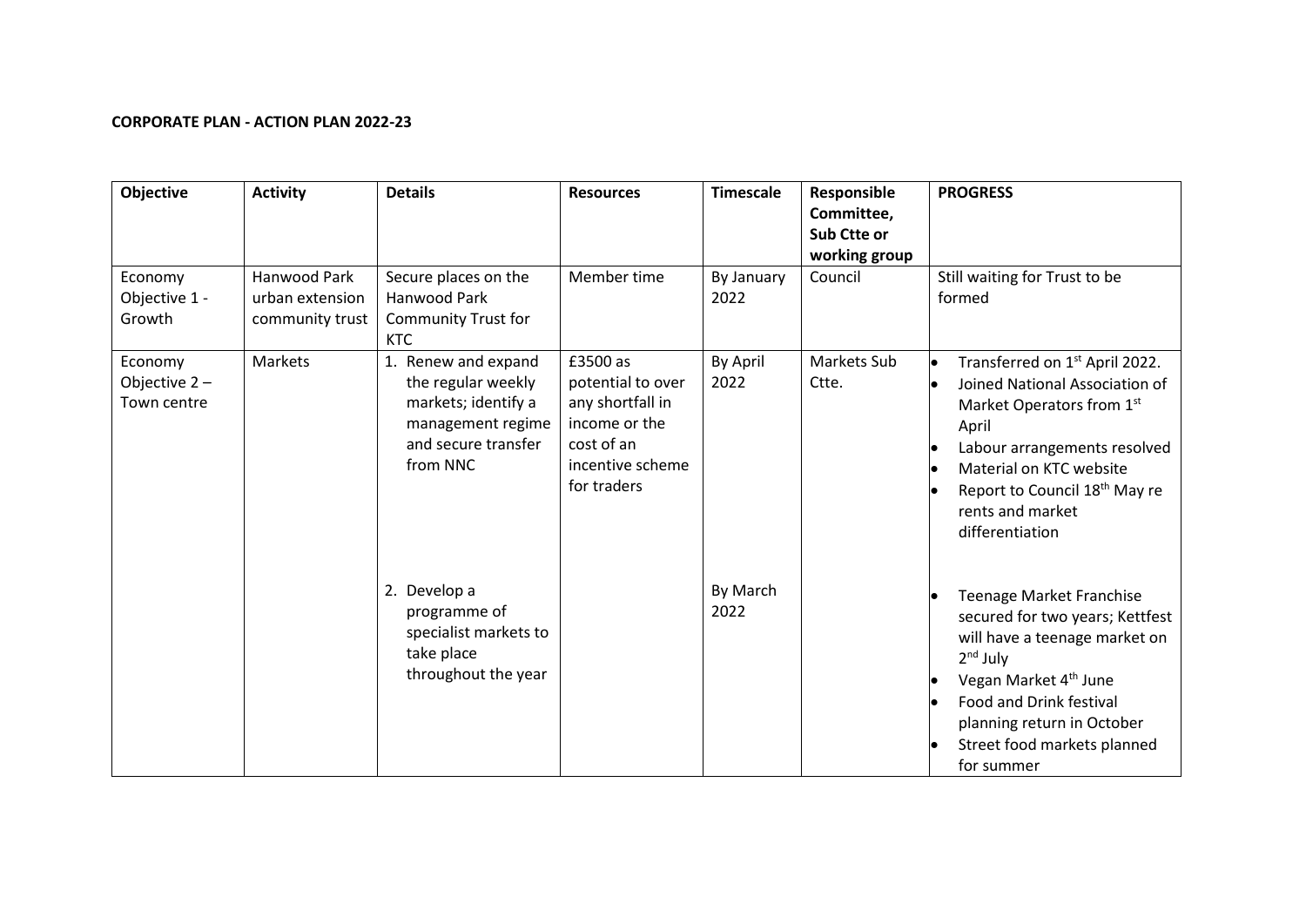**CORPORATE PLAN - ACTION PLAN 2022-23**

| Objective | Activity | Details | Resources | Timescale | Responsible Committee, Sub Ctte or working group | PROGRESS |
|---|---|---|---|---|---|---|
| Economy Objective 1 - Growth | Hanwood Park urban extension community trust | Secure places on the Hanwood Park Community Trust for KTC | Member time | By January 2022 | Council | Still waiting for Trust to be formed |
| Economy Objective 2 – Town centre | Markets | 1. Renew and expand the regular weekly markets; identify a management regime and secure transfer from NNC | £3500 as potential to over any shortfall in income or the cost of an incentive scheme for traders | By April 2022 | Markets Sub Ctte. | • Transferred on 1st April 2022.<br>• Joined National Association of Market Operators from 1st April<br>• Labour arrangements resolved<br>• Material on KTC website<br>• Report to Council 18th May re rents and market differentiation |
| | | 2. Develop a programme of specialist markets to take place throughout the year | | By March 2022 | | • Teenage Market Franchise secured for two years; Kettfest will have a teenage market on 2nd July<br>• Vegan Market 4th June<br>• Food and Drink festival planning return in October<br>• Street food markets planned for summer |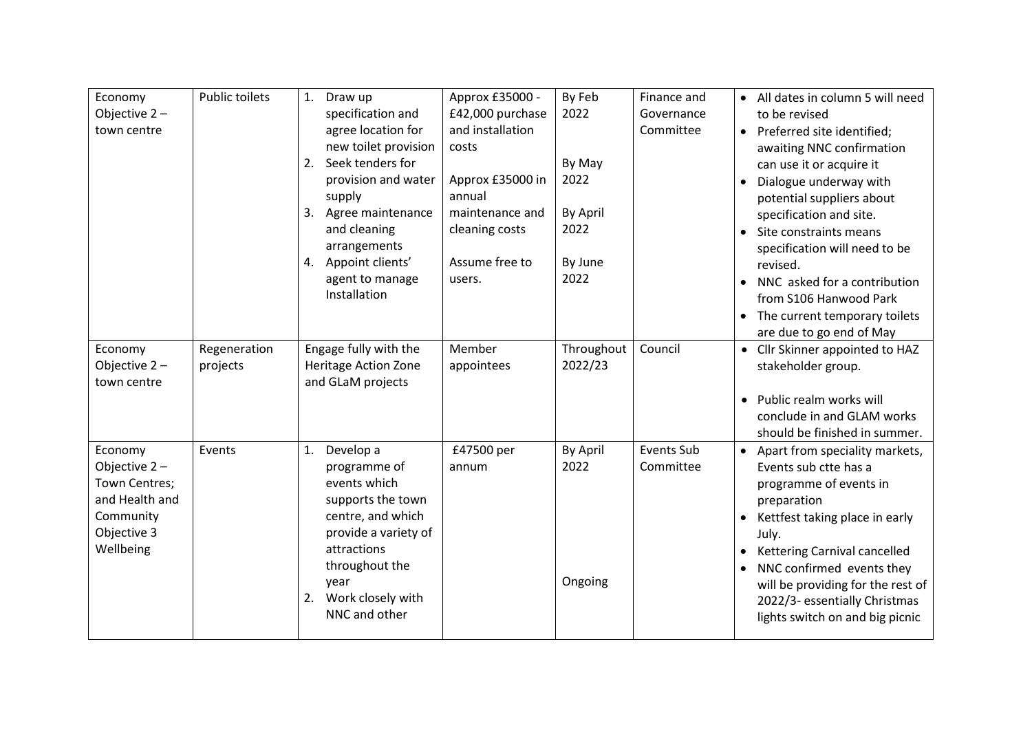| Economy Objective 2 – town centre | Public toilets | 1. Draw up specification and agree location for new toilet provision<br>2. Seek tenders for provision and water supply<br>3. Agree maintenance and cleaning arrangements<br>4. Appoint clients' agent to manage Installation | Approx £35000 - £42,000 purchase and installation costs<br><br>Approx £35000 in annual maintenance and cleaning costs<br><br>Assume free to users. | By Feb 2022<br><br>By May 2022<br><br>By April 2022<br><br>By June 2022 | Finance and Governance Committee | • All dates in column 5 will need to be revised<br>• Preferred site identified; awaiting NNC confirmation can use it or acquire it<br>• Dialogue underway with potential suppliers about specification and site.<br>• Site constraints means specification will need to be revised.<br>• NNC asked for a contribution from S106 Hanwood Park<br>• The current temporary toilets are due to go end of May |
|---|---|---|---|---|---|---|
| Economy Objective 2 – town centre | Regeneration projects | Engage fully with the Heritage Action Zone and GLaM projects | Member appointees | Throughout 2022/23 | Council | • Cllr Skinner appointed to HAZ stakeholder group.<br><br>• Public realm works will conclude in and GLAM works should be finished in summer. |
| Economy Objective 2 – Town Centres; and Health and Community Objective 3 Wellbeing | Events | 1. Develop a programme of events which supports the town centre, and which provide a variety of attractions throughout the year<br>2. Work closely with NNC and other | £47500 per annum | By April 2022<br><br>Ongoing | Events Sub Committee | • Apart from speciality markets, Events sub ctte has a programme of events in preparation<br>• Kettfest taking place in early July.<br>• Kettering Carnival cancelled<br>• NNC confirmed events they will be providing for the rest of 2022/3- essentially Christmas lights switch on and big picnic |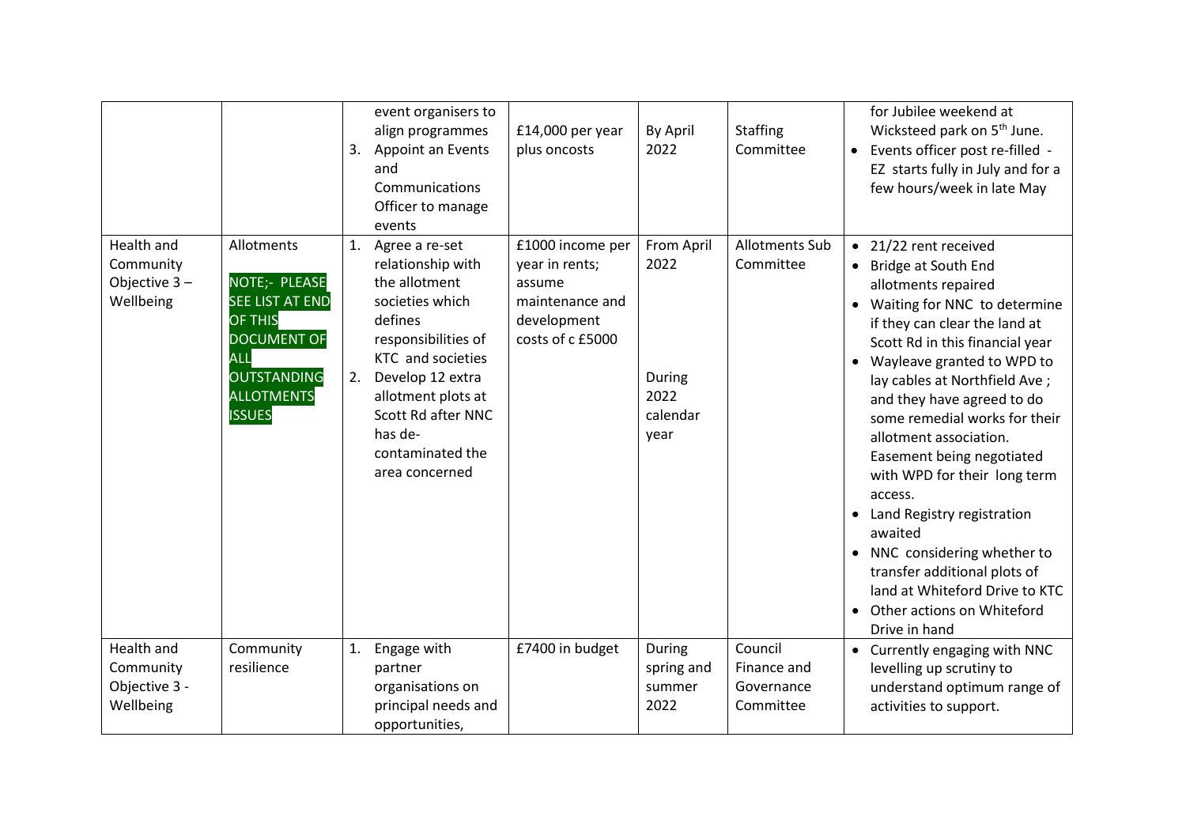| | | | | | | |
|---|---|---|---|---|---|---|
| | | event organisers to align programmes<br>3. Appoint an Events and Communications Officer to manage events | £14,000 per year plus oncosts | By April 2022 | Staffing Committee | for Jubilee weekend at Wicksteed park on 5th June.<br>• Events officer post re-filled - EZ starts fully in July and for a few hours/week in late May |
| Health and Community Objective 3 – Wellbeing | Allotments<br><br>NOTE;- PLEASE SEE LIST AT END OF THIS DOCUMENT OF ALL OUTSTANDING ALLOTMENTS ISSUES | 1. Agree a re-set relationship with the allotment societies which defines responsibilities of KTC and societies<br>2. Develop 12 extra allotment plots at Scott Rd after NNC has de-contaminated the area concerned | £1000 income per year in rents; assume maintenance and development costs of c £5000 | From April 2022<br><br>During 2022 calendar year | Allotments Sub Committee | • 21/22 rent received<br>• Bridge at South End allotments repaired<br>• Waiting for NNC to determine if they can clear the land at Scott Rd in this financial year<br>• Wayleave granted to WPD to lay cables at Northfield Ave ; and they have agreed to do some remedial works for their allotment association. Easement being negotiated with WPD for their long term access.<br>• Land Registry registration awaited<br>• NNC considering whether to transfer additional plots of land at Whiteford Drive to KTC<br>• Other actions on Whiteford Drive in hand |
| Health and Community Objective 3 - Wellbeing | Community resilience | 1. Engage with partner organisations on principal needs and opportunities, | £7400 in budget | During spring and summer 2022 | Council Finance and Governance Committee | • Currently engaging with NNC levelling up scrutiny to understand optimum range of activities to support. |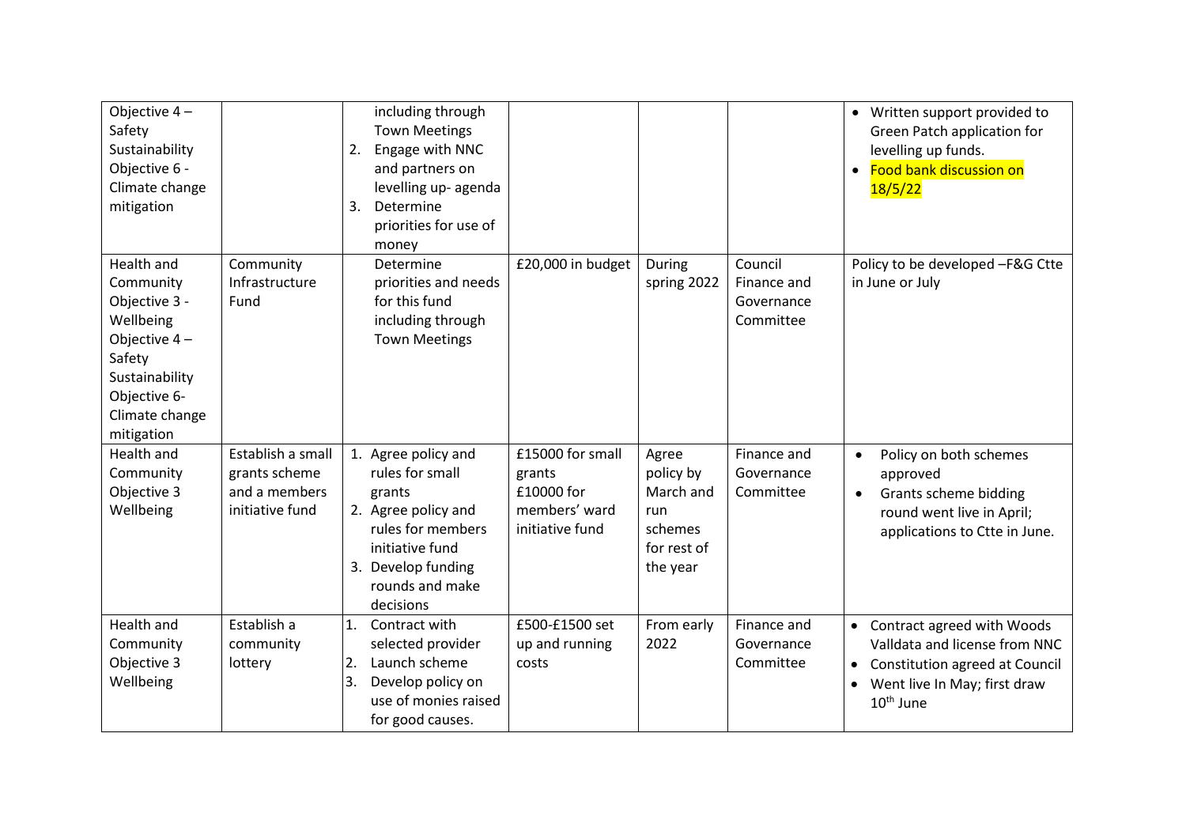| | | | | | | |
|---|---|---|---|---|---|---|
| Objective 4 – Safety Sustainability Objective 6 - Climate change mitigation | | including through Town Meetings<br>2. Engage with NNC and partners on levelling up- agenda<br>3. Determine priorities for use of money | | | | • Written support provided to Green Patch application for levelling up funds.<br>• Food bank discussion on 18/5/22 |
| Health and Community Objective 3 - Wellbeing Objective 4 – Safety Sustainability Objective 6- Climate change mitigation | Community Infrastructure Fund | Determine priorities and needs for this fund including through Town Meetings | £20,000 in budget | During spring 2022 | Council Finance and Governance Committee | Policy to be developed –F&G Ctte in June or July |
| Health and Community Objective 3 Wellbeing | Establish a small grants scheme and a members initiative fund | 1. Agree policy and rules for small grants<br>2. Agree policy and rules for members initiative fund<br>3. Develop funding rounds and make decisions | £15000 for small grants £10000 for members' ward initiative fund | Agree policy by March and run schemes for rest of the year | Finance and Governance Committee | • Policy on both schemes approved<br>• Grants scheme bidding round went live in April; applications to Ctte in June. |
| Health and Community Objective 3 Wellbeing | Establish a community lottery | 1. Contract with selected provider<br>2. Launch scheme<br>3. Develop policy on use of monies raised for good causes. | £500-£1500 set up and running costs | From early 2022 | Finance and Governance Committee | • Contract agreed with Woods Valldata and license from NNC<br>• Constitution agreed at Council<br>• Went live In May; first draw 10th June |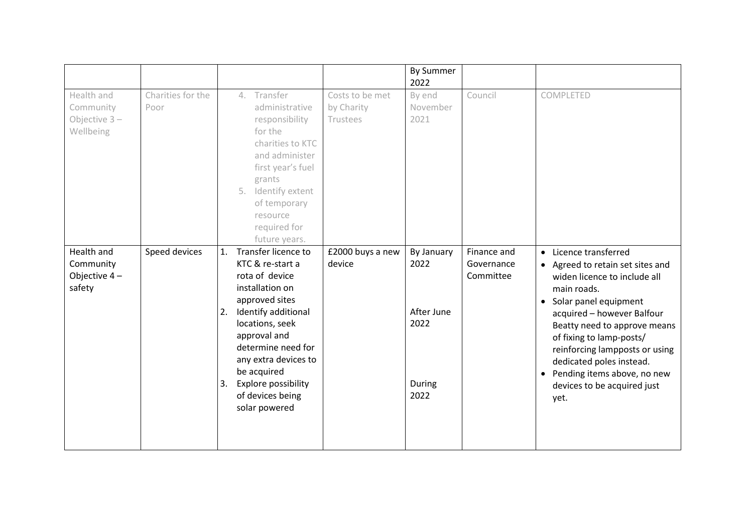|  |  |  |  | By Summer 2022 |  |  |
|---|---|---|---|---|---|---|
| Health and Community Objective 3 – Wellbeing | Charities for the Poor | 4. Transfer administrative responsibility for the charities to KTC and administer first year's fuel grants<br>5. Identify extent of temporary resource required for future years. | Costs to be met by Charity Trustees | By end November 2021 | Council | COMPLETED |
| Health and Community Objective 4 – safety | Speed devices | 1. Transfer licence to KTC & re-start a rota of device installation on approved sites<br>2. Identify additional locations, seek approval and determine need for any extra devices to be acquired<br>3. Explore possibility of devices being solar powered | £2000 buys a new device | By January 2022<br><br>After June 2022<br><br>During 2022 | Finance and Governance Committee | • Licence transferred<br>• Agreed to retain set sites and widen licence to include all main roads.<br>• Solar panel equipment acquired – however Balfour Beatty need to approve means of fixing to lamp-posts/ reinforcing lampposts or using dedicated poles instead.<br>• Pending items above, no new devices to be acquired just yet. |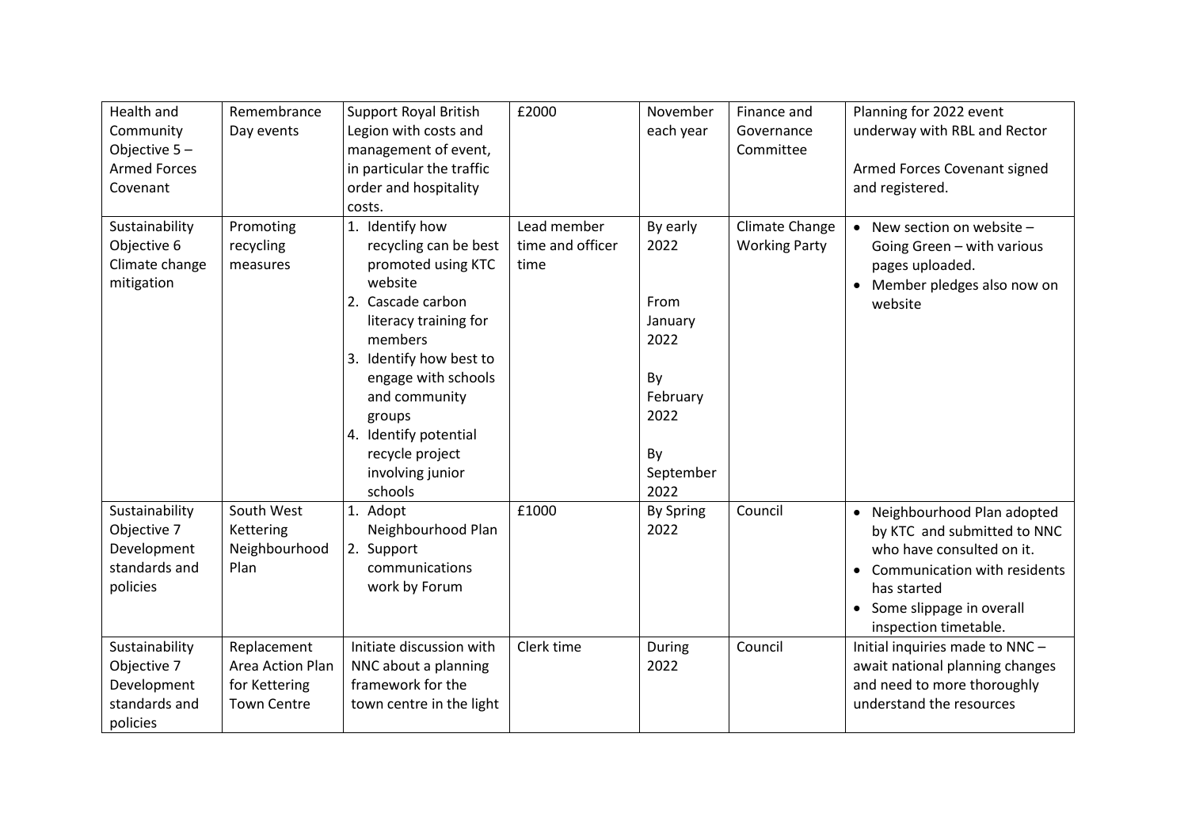| Health and Community Objective 5 – Armed Forces Covenant | Remembrance Day events | Support Royal British Legion with costs and management of event, in particular the traffic order and hospitality costs. | £2000 | November each year | Finance and Governance Committee | Planning for 2022 event underway with RBL and Rector<br><br>Armed Forces Covenant signed and registered. |
|---|---|---|---|---|---|---|
| Sustainability Objective 6 Climate change mitigation | Promoting recycling measures | 1. Identify how recycling can be best promoted using KTC website<br>2. Cascade carbon literacy training for members<br>3. Identify how best to engage with schools and community groups<br>4. Identify potential recycle project involving junior schools | Lead member time and officer time | By early 2022<br><br>From January 2022<br><br>By February 2022<br><br>By September 2022 | Climate Change Working Party | • New section on website – Going Green – with various pages uploaded.<br>• Member pledges also now on website |
| Sustainability Objective 7 Development standards and policies | South West Kettering Neighbourhood Plan | 1. Adopt Neighbourhood Plan<br>2. Support communications work by Forum | £1000 | By Spring 2022 | Council | • Neighbourhood Plan adopted by KTC and submitted to NNC who have consulted on it.<br>• Communication with residents has started<br>• Some slippage in overall inspection timetable. |
| Sustainability Objective 7 Development standards and policies | Replacement Area Action Plan for Kettering Town Centre | Initiate discussion with NNC about a planning framework for the town centre in the light | Clerk time | During 2022 | Council | Initial inquiries made to NNC – await national planning changes and need to more thoroughly understand the resources |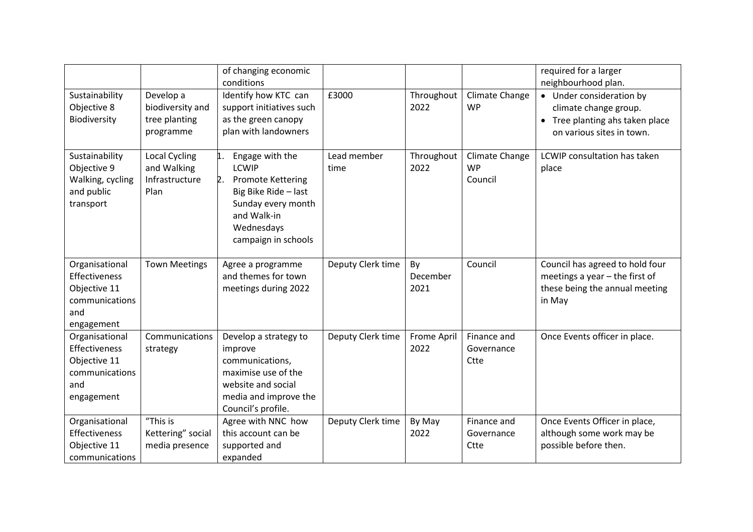| | | of changing economic conditions | | | | required for a larger neighbourhood plan. |
|---|---|---|---|---|---|---|
| Sustainability Objective 8 Biodiversity | Develop a biodiversity and tree planting programme | Identify how KTC can support initiatives such as the green canopy plan with landowners | £3000 | Throughout 2022 | Climate Change WP | • Under consideration by climate change group. • Tree planting ahs taken place on various sites in town. |
| Sustainability Objective 9 Walking, cycling and public transport | Local Cycling and Walking Infrastructure Plan | 1. Engage with the LCWIP 2. Promote Kettering Big Bike Ride – last Sunday every month and Walk-in Wednesdays campaign in schools | Lead member time | Throughout 2022 | Climate Change WP Council | LCWIP consultation has taken place |
| Organisational Effectiveness Objective 11 communications and engagement | Town Meetings | Agree a programme and themes for town meetings during 2022 | Deputy Clerk time | By December 2021 | Council | Council has agreed to hold four meetings a year – the first of these being the annual meeting in May |
| Organisational Effectiveness Objective 11 communications and engagement | Communications strategy | Develop a strategy to improve communications, maximise use of the website and social media and improve the Council's profile. | Deputy Clerk time | Frome April 2022 | Finance and Governance Ctte | Once Events officer in place. |
| Organisational Effectiveness Objective 11 communications | "This is Kettering" social media presence | Agree with NNC how this account can be supported and expanded | Deputy Clerk time | By May 2022 | Finance and Governance Ctte | Once Events Officer in place, although some work may be possible before then. |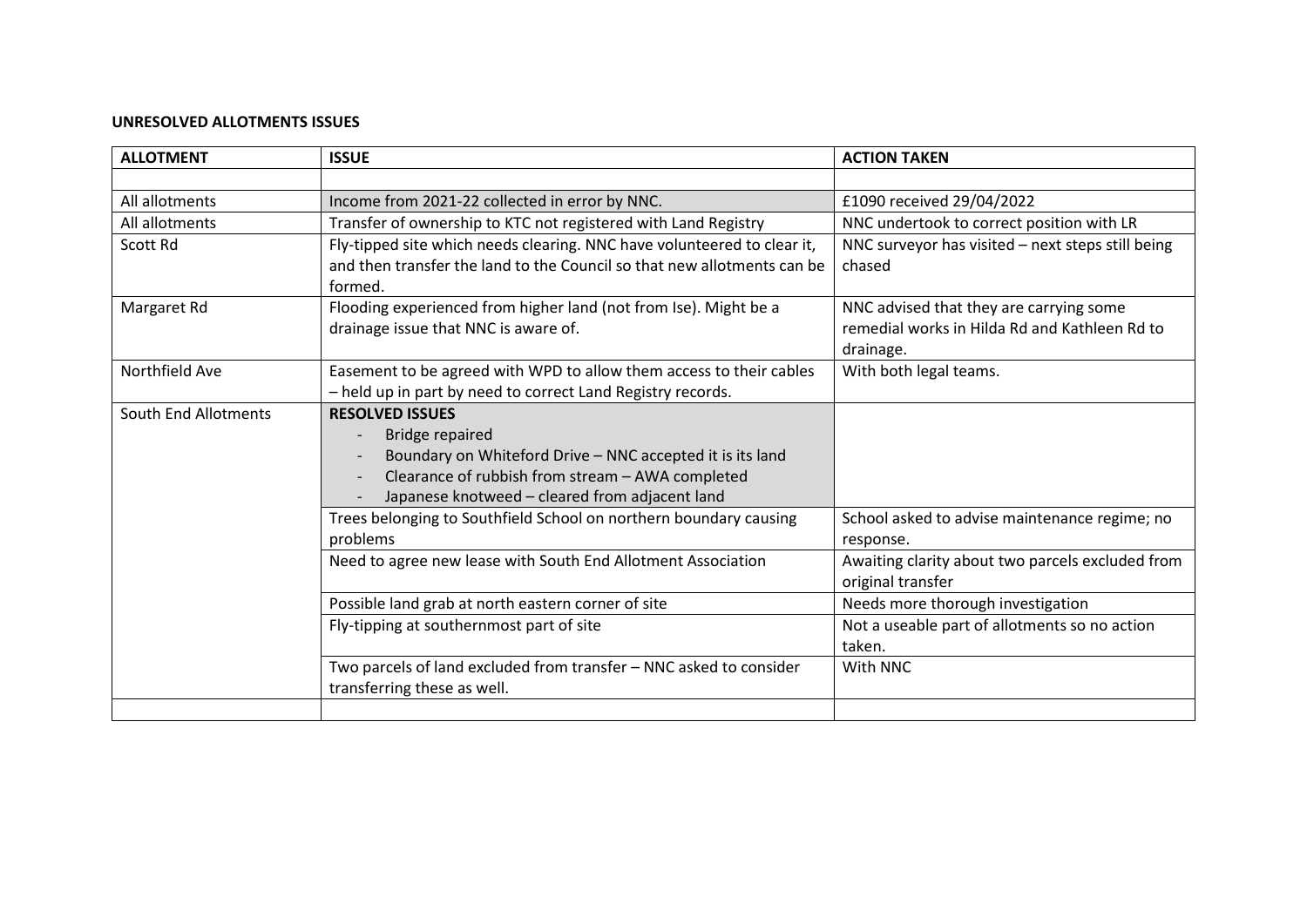**UNRESOLVED ALLOTMENTS ISSUES**

| ALLOTMENT | ISSUE | ACTION TAKEN |
|---|---|---|
| | | |
| All allotments | Income from 2021-22 collected in error by NNC. | £1090 received 29/04/2022 |
| All allotments | Transfer of ownership to KTC not registered with Land Registry | NNC undertook to correct position with LR |
| Scott Rd | Fly-tipped site which needs clearing. NNC have volunteered to clear it, and then transfer the land to the Council so that new allotments can be formed. | NNC surveyor has visited – next steps still being chased |
| Margaret Rd | Flooding experienced from higher land (not from Ise). Might be a drainage issue that NNC is aware of. | NNC advised that they are carrying some remedial works in Hilda Rd and Kathleen Rd to drainage. |
| Northfield Ave | Easement to be agreed with WPD to allow them access to their cables – held up in part by need to correct Land Registry records. | With both legal teams. |
| South End Allotments | **RESOLVED ISSUES**<br>- Bridge repaired<br>- Boundary on Whiteford Drive – NNC accepted it is its land<br>- Clearance of rubbish from stream – AWA completed<br>- Japanese knotweed – cleared from adjacent land | |
| | Trees belonging to Southfield School on northern boundary causing problems | School asked to advise maintenance regime; no response. |
| | Need to agree new lease with South End Allotment Association | Awaiting clarity about two parcels excluded from original transfer |
| | Possible land grab at north eastern corner of site | Needs more thorough investigation |
| | Fly-tipping at southernmost part of site | Not a useable part of allotments so no action taken. |
| | Two parcels of land excluded from transfer – NNC asked to consider transferring these as well. | With NNC |
| | | |